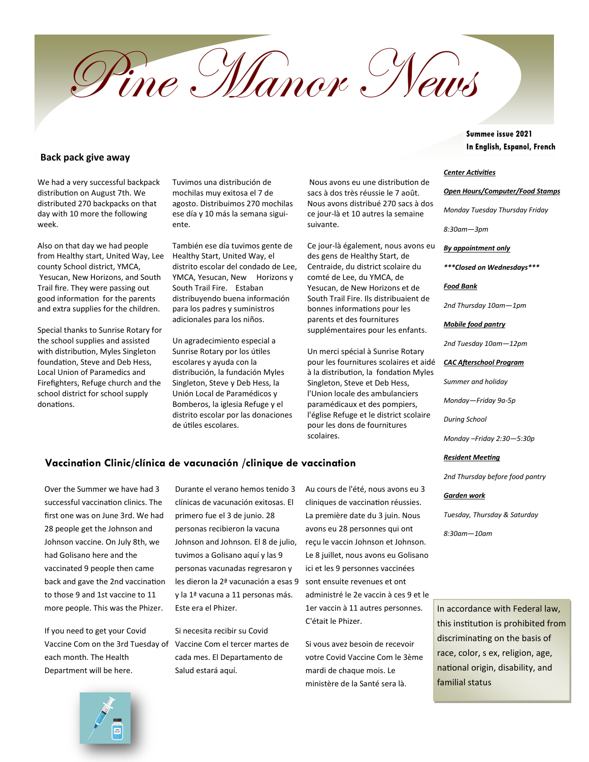# Pine Manor News

**Summee issue 2021**
**In English, Espanol, French**

## Back pack give away

We had a very successful backpack distribution on August 7th. We distributed 270 backpacks on that day with 10 more the following week.

Also on that day we had people from Healthy start, United Way, Lee county School district, YMCA, Yesucan, New Horizons, and South Trail fire. They were passing out good information for the parents and extra supplies for the children.

Special thanks to Sunrise Rotary for the school supplies and assisted with distribution, Myles Singleton foundation, Steve and Deb Hess, Local Union of Paramedics and Firefighters, Refuge church and the school district for school supply donations.

Tuvimos una distribución de mochilas muy exitosa el 7 de agosto. Distribuimos 270 mochilas ese día y 10 más la semana siguiente.

También ese día tuvimos gente de Healthy Start, United Way, el distrito escolar del condado de Lee, YMCA, Yesucan, New Horizons y South Trail Fire. Estaban distribuyendo buena información para los padres y suministros adicionales para los niños.

Un agradecimiento especial a Sunrise Rotary por los útiles escolares y ayuda con la distribución, la fundación Myles Singleton, Steve y Deb Hess, la Unión Local de Paramédicos y Bomberos, la iglesia Refuge y el distrito escolar por las donaciones de útiles escolares.

Nous avons eu une distribution de sacs à dos très réussie le 7 août. Nous avons distribué 270 sacs à dos ce jour-là et 10 autres la semaine suivante.

Ce jour-là également, nous avons eu des gens de Healthy Start, de Centraide, du district scolaire du comté de Lee, du YMCA, de Yesucan, de New Horizons et de South Trail Fire. Ils distribuaient de bonnes informations pour les parents et des fournitures supplémentaires pour les enfants.

Un merci spécial à Sunrise Rotary pour les fournitures scolaires et aidé à la distribution, la fondation Myles Singleton, Steve et Deb Hess, l'Union locale des ambulanciers paramédicaux et des pompiers, l'église Refuge et le district scolaire pour les dons de fournitures scolaires.

## Vaccination Clinic/clínica de vacunación /clinique de vaccination

Over the Summer we have had 3 successful vaccination clinics. The first one was on June 3rd. We had 28 people get the Johnson and Johnson vaccine. On July 8th, we had Golisano here and the vaccinated 9 people then came back and gave the 2nd vaccination to those 9 and 1st vaccine to 11 more people. This was the Phizer.

If you need to get your Covid Vaccine Com on the 3rd Tuesday of each month. The Health Department will be here.

Durante el verano hemos tenido 3 clínicas de vacunación exitosas. El primero fue el 3 de junio. 28 personas recibieron la vacuna Johnson and Johnson. El 8 de julio, tuvimos a Golisano aquí y las 9 personas vacunadas regresaron y les dieron la 2ª vacunación a esas 9 y la 1ª vacuna a 11 personas más. Este era el Phizer.

Si necesita recibir su Covid Vaccine Com el tercer martes de cada mes. El Departamento de Salud estará aquí.

Au cours de l'été, nous avons eu 3 cliniques de vaccination réussies. La première date du 3 juin. Nous avons eu 28 personnes qui ont reçu le vaccin Johnson et Johnson. Le 8 juillet, nous avons eu Golisano ici et les 9 personnes vaccinées sont ensuite revenues et ont administré le 2e vaccin à ces 9 et le 1er vaccin à 11 autres personnes. C'était le Phizer.

Si vous avez besoin de recevoir votre Covid Vaccine Com le 3ème mardi de chaque mois. Le ministère de la Santé sera là.

***Center Activities***

***Open Hours/Computer/Food Stamps***

*Monday Tuesday Thursday Friday*

*8:30am—3pm*

***By appointment only***

****\*\*Closed on Wednesdays\*\*\****

***Food Bank***

*2nd Thursday 10am—1pm*

***Mobile food pantry***

*2nd Tuesday 10am—12pm*

***CAC Afterschool Program***

*Summer and holiday*

*Monday—Friday 9a-5p*

*During School*

*Monday –Friday 2:30—5:30p*

***Resident Meeting***

*2nd Thursday before food pantry*

***Garden work***

*Tuesday, Thursday & Saturday*

*8:30am—10am*

In accordance with Federal law, this institution is prohibited from discriminating on the basis of race, color, s ex, religion, age, national origin, disability, and familial status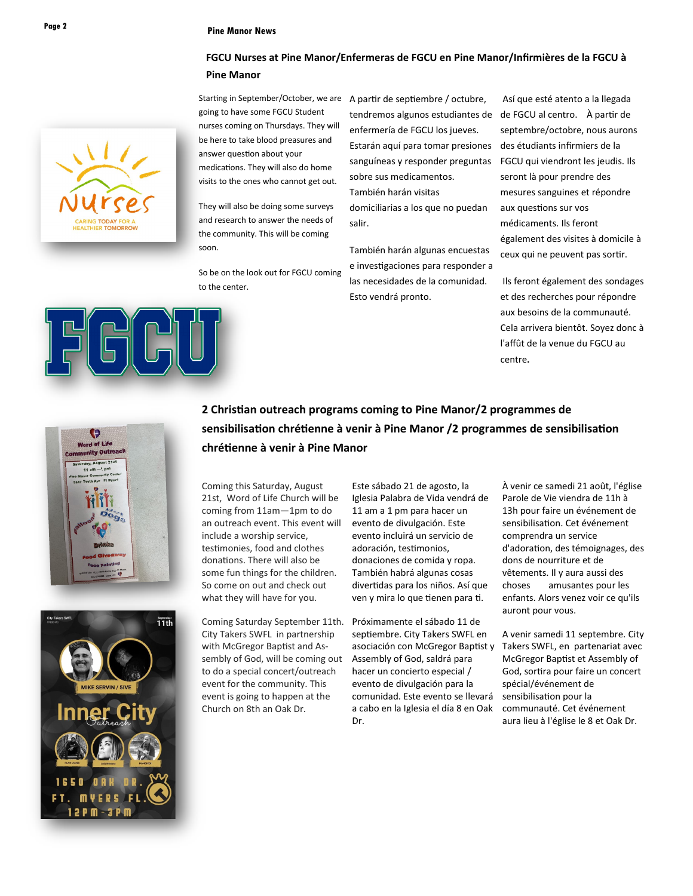## FGCU Nurses at Pine Manor/Enfermeras de FGCU en Pine Manor/Infirmières de la FGCU à Pine Manor

Starting in September/October, we are going to have some FGCU Student nurses coming on Thursdays. They will be here to take blood preasures and answer question about your medications. They will also do home visits to the ones who cannot get out.

They will also be doing some surveys and research to answer the needs of the community. This will be coming soon.

So be on the look out for FGCU coming to the center.

A partir de septiembre / octubre, tendremos algunos estudiantes de enfermería de FGCU los jueves. Estarán aquí para tomar presiones sanguíneas y responder preguntas sobre sus medicamentos. También harán visitas domiciliarias a los que no puedan salir.

También harán algunas encuestas e investigaciones para responder a las necesidades de la comunidad. Esto vendrá pronto.

Así que esté atento a la llegada de FGCU al centro. À partir de septembre/octobre, nous aurons des étudiants infirmiers de la FGCU qui viendront les jeudis. Ils seront là pour prendre des mesures sanguines et répondre aux questions sur vos médicaments. Ils feront également des visites à domicile à ceux qui ne peuvent pas sortir.

Ils feront également des sondages et des recherches pour répondre aux besoins de la communauté. Cela arrivera bientôt. Soyez donc à l'affût de la venue du FGCU au centre.

## 2 Christian outreach programs coming to Pine Manor/2 programmes de sensibilisation chrétienne à venir à Pine Manor /2 programmes de sensibilisation chrétienne à venir à Pine Manor

Coming this Saturday, August 21st, Word of Life Church will be coming from 11am—1pm to do an outreach event. This event will include a worship service, testimonies, food and clothes donations. There will also be some fun things for the children. So come on out and check out what they will have for you.

Coming Saturday September 11th. City Takers SWFL in partnership with McGregor Baptist and Assembly of God, will be coming out to do a special concert/outreach event for the community. This event is going to happen at the Church on 8th an Oak Dr.

Este sábado 21 de agosto, la Iglesia Palabra de Vida vendrá de 11 am a 1 pm para hacer un evento de divulgación. Este evento incluirá un servicio de adoración, testimonios, donaciones de comida y ropa. También habrá algunas cosas divertidas para los niños. Así que ven y mira lo que tienen para ti.

Próximamente el sábado 11 de septiembre. City Takers SWFL en asociación con McGregor Baptist y Assembly of God, saldrá para hacer un concierto especial / evento de divulgación para la comunidad. Este evento se llevará a cabo en la Iglesia el día 8 en Oak Dr.

À venir ce samedi 21 août, l'église Parole de Vie viendra de 11h à 13h pour faire un événement de sensibilisation. Cet événement comprendra un service d'adoration, des témoignages, des dons de nourriture et de vêtements. Il y aura aussi des choses amusantes pour les enfants. Alors venez voir ce qu'ils auront pour vous.

A venir samedi 11 septembre. City Takers SWFL, en partenariat avec McGregor Baptist et Assembly of God, sortira pour faire un concert spécial/événement de sensibilisation pour la communauté. Cet événement aura lieu à l'église le 8 et Oak Dr.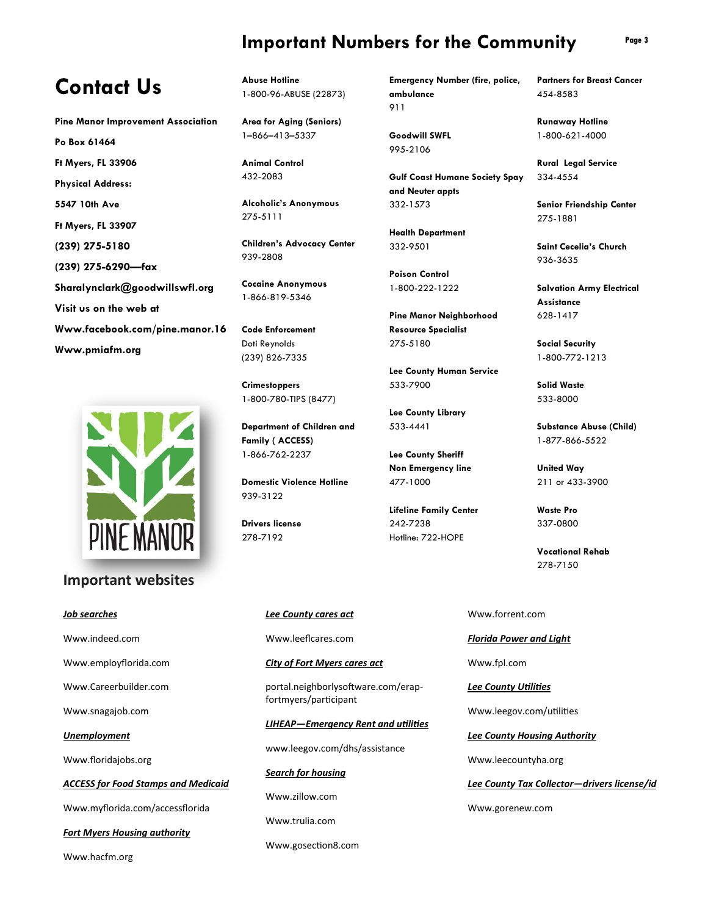# Important Numbers for the Community

## Contact Us

**Pine Manor Improvement Association**

**Po Box 61464**

**Ft Myers, FL 33906**

**Physical Address:**

**5547 10th Ave**

**Ft Myers, FL 33907**

**(239) 275-5180**

**(239) 275-6290—fax**

**Sharalynclark@goodwillswfl.org**

**Visit us on the web at**

**Www.facebook.com/pine.manor.16**

**Www.pmiafm.org**

PINE MANOR

**Abuse Hotline**
1-800-96-ABUSE (22873)

**Area for Aging (Seniors)**
1–866–413–5337

**Animal Control**
432-2083

**Alcoholic's Anonymous**
275-5111

**Children's Advocacy Center**
939-2808

**Cocaine Anonymous**
1-866-819-5346

**Code Enforcement**
Doti Reynolds
(239) 826-7335

**Crimestoppers**
1-800-780-TIPS (8477)

**Department of Children and Family ( ACCESS)**
1-866-762-2237

**Domestic Violence Hotline**
939-3122

**Drivers license**
278-7192

**Emergency Number (fire, police, ambulance**
911

**Goodwill SWFL**
995-2106

**Gulf Coast Humane Society Spay and Neuter appts**
332-1573

**Health Department**
332-9501

**Poison Control**
1-800-222-1222

**Pine Manor Neighborhood Resource Specialist**
275-5180

**Lee County Human Service**
533-7900

**Lee County Library**
533-4441

**Lee County Sheriff Non Emergency line**
477-1000

**Lifeline Family Center**
242-7238
Hotline: 722-HOPE

**Partners for Breast Cancer**
454-8583

**Runaway Hotline**
1-800-621-4000

**Rural Legal Service**
334-4554

**Senior Friendship Center**
275-1881

**Saint Cecelia's Church**
936-3635

**Salvation Army Electrical Assistance**
628-1417

**Social Security**
1-800-772-1213

**Solid Waste**
533-8000

**Substance Abuse (Child)**
1-877-866-5522

**United Way**
211 or 433-3900

**Waste Pro**
337-0800

**Vocational Rehab**
278-7150

## Important websites

***Job searches***

Www.indeed.com

Www.employflorida.com

Www.Careerbuilder.com

Www.snagajob.com

***Unemployment***

Www.floridajobs.org

***ACCESS for Food Stamps and Medicaid***

Www.myflorida.com/accessflorida

***Fort Myers Housing authority***

Www.hacfm.org

***Lee County cares act***

Www.leeflcares.com

***City of Fort Myers cares act***

portal.neighborlysoftware.com/erap-fortmyers/participant

***LIHEAP—Emergency Rent and utilities***

www.leegov.com/dhs/assistance

***Search for housing***

Www.zillow.com

Www.trulia.com

Www.gosection8.com

Www.forrent.com

***Florida Power and Light***

Www.fpl.com

***Lee County Utilities***

Www.leegov.com/utilities

***Lee County Housing Authority***

Www.leecountyha.org

***Lee County Tax Collector—drivers license/id***

Www.gorenew.com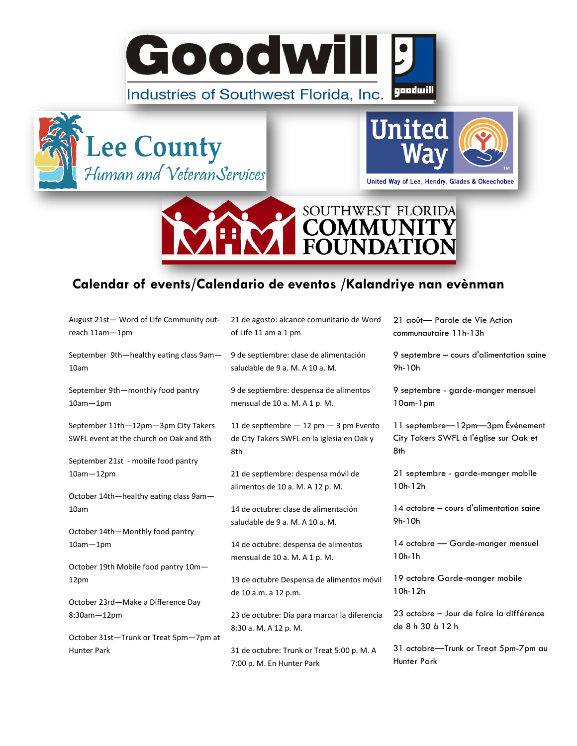Goodwill Industries of Southwest Florida, Inc.

Lee County Human and Veteran Services

United Way of Lee, Hendry, Glades & Okeechobee

Southwest Florida Community Foundation

## Calendar of events/Calendario de eventos /Kalandriye nan evènman

August 21st— Word of Life Community outreach 11am—1pm

September 9th—healthy eating class 9am—10am

September 9th—monthly food pantry 10am—1pm

September 11th—12pm—3pm City Takers SWFL event at the church on Oak and 8th

September 21st - mobile food pantry 10am—12pm

October 14th—healthy eating class 9am—10am

October 14th—Monthly food pantry 10am—1pm

October 19th Mobile food pantry 10m—12pm

October 23rd—Make a Difference Day 8:30am—12pm

October 31st—Trunk or Treat 5pm—7pm at Hunter Park

21 de agosto: alcance comunitario de Word of Life 11 am a 1 pm

9 de septiembre: clase de alimentación saludable de 9 a. M. A 10 a. M.

9 de septiembre: despensa de alimentos mensual de 10 a. M. A 1 p. M.

11 de septiembre — 12 pm — 3 pm Evento de City Takers SWFL en la iglesia en Oak y 8th

21 de septiembre: despensa móvil de alimentos de 10 a. M. A 12 p. M.

14 de octubre: clase de alimentación saludable de 9 a. M. A 10 a. M.

14 de octubre: despensa de alimentos mensual de 10 a. M. A 1 p. M.

19 de octubre Despensa de alimentos móvil de 10 a.m. a 12 p.m.

23 de octubre: Día para marcar la diferencia 8:30 a. M. A 12 p. M.

31 de octubre: Trunk or Treat 5:00 p. M. A 7:00 p. M. En Hunter Park

21 août— Parole de Vie Action communautaire 11h-13h

9 septembre – cours d'alimentation saine 9h-10h

9 septembre - garde-manger mensuel 10am-1pm

11 septembre—12pm—3pm Événement City Takers SWFL à l'église sur Oak et 8th

21 septembre - garde-manger mobile 10h-12h

14 octobre – cours d'alimentation saine 9h-10h

14 octobre — Garde-manger mensuel 10h-1h

19 octobre Garde-manger mobile 10h-12h

23 octobre – Jour de faire la différence de 8 h 30 à 12 h

31 octobre—Trunk or Treat 5pm-7pm au Hunter Park